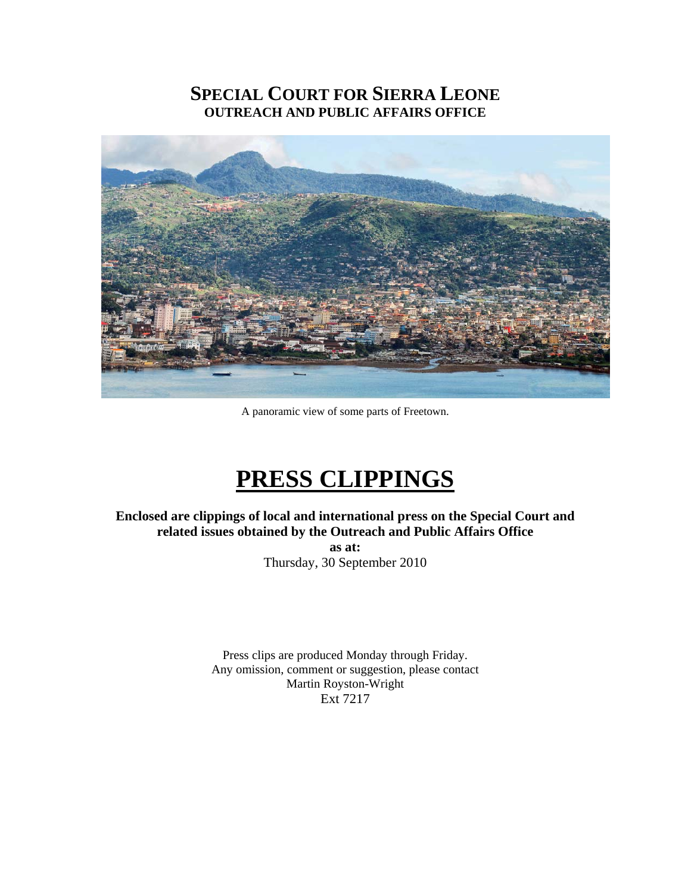# SPECIAL COURT FOR SIERRA LEONE
## OUTREACH AND PUBLIC AFFAIRS OFFICE

A panoramic view of some parts of Freetown.

# PRESS CLIPPINGS

**Enclosed are clippings of local and international press on the Special Court and related issues obtained by the Outreach and Public Affairs Office**
**as at:**
Thursday, 30 September 2010

Press clips are produced Monday through Friday.
Any omission, comment or suggestion, please contact
Martin Royston-Wright
Ext 7217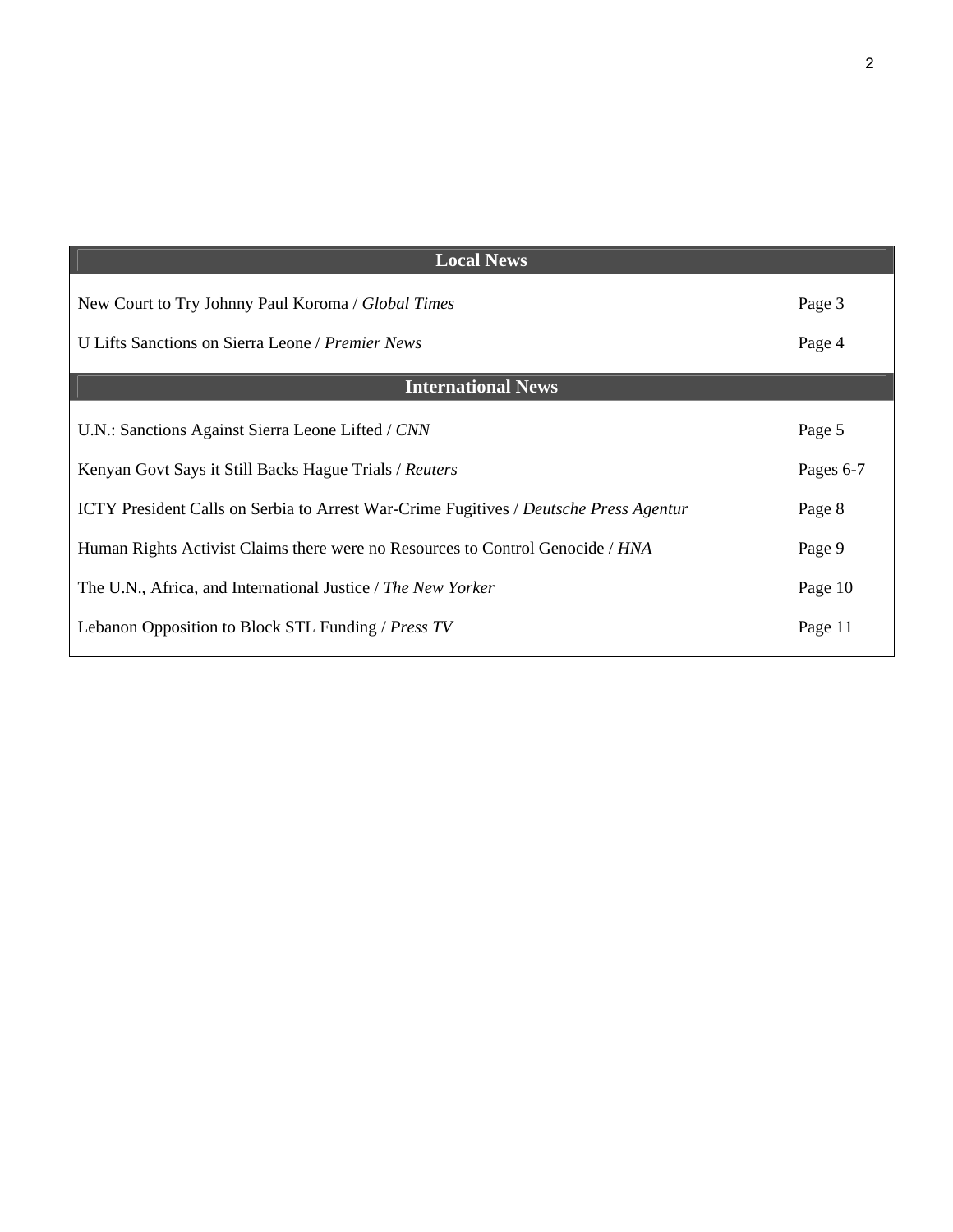| Local News | |
|---|---|
| New Court to Try Johnny Paul Koroma / *Global Times* | Page 3 |
| U Lifts Sanctions on Sierra Leone / *Premier News* | Page 4 |
| **International News** | |
| U.N.: Sanctions Against Sierra Leone Lifted / *CNN* | Page 5 |
| Kenyan Govt Says it Still Backs Hague Trials / *Reuters* | Pages 6-7 |
| ICTY President Calls on Serbia to Arrest War-Crime Fugitives / *Deutsche Press Agentur* | Page 8 |
| Human Rights Activist Claims there were no Resources to Control Genocide / *HNA* | Page 9 |
| The U.N., Africa, and International Justice / *The New Yorker* | Page 10 |
| Lebanon Opposition to Block STL Funding / *Press TV* | Page 11 |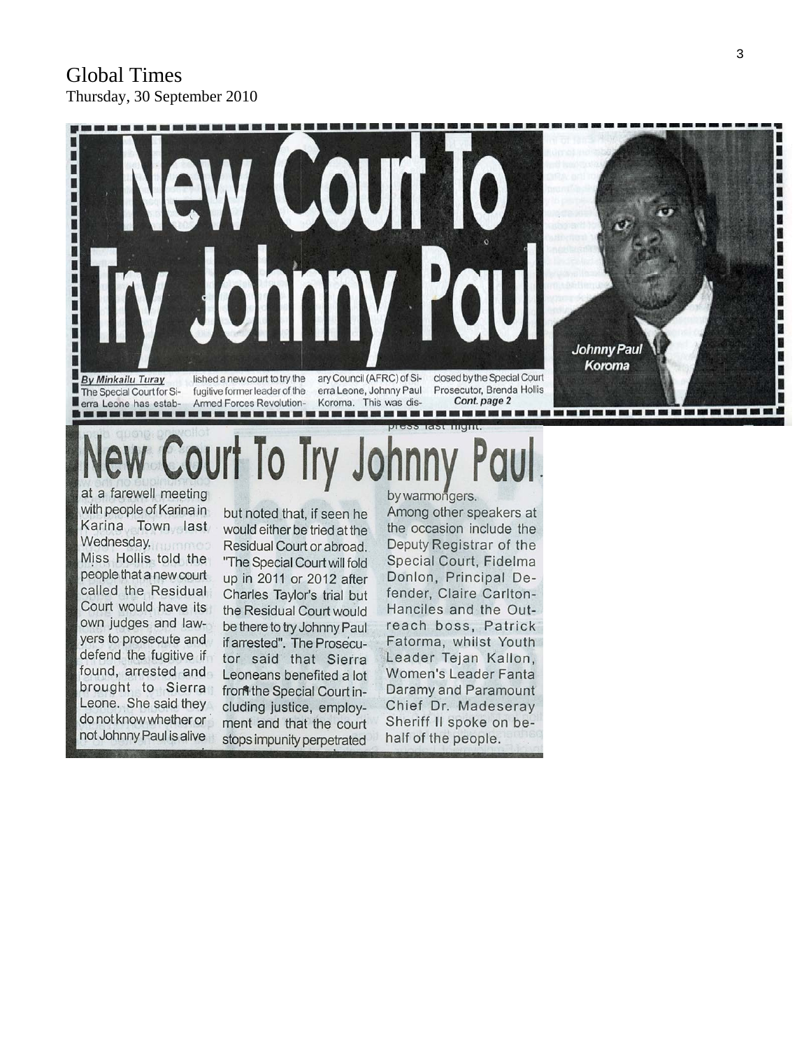Global Times
Thursday, 30 September 2010

# New Court To Try Johnny Paul

Johnny Paul Koroma

**By Minkailu Turay**

The Special Court for Sierra Leone has established a new court to try the fugitive former leader of the Armed Forces Revolutionary Council (AFRC) of Sierra Leone, Johnny Paul Koroma. This was disclosed by the Special Court Prosecutor, Brenda Hollis

*Cont. page 2*

# New Court To Try Johnny Paul.

at a farewell meeting with people of Karina in Karina Town last Wednesday.

Miss Hollis told the people that a new court called the Residual Court would have its own judges and lawyers to prosecute and defend the fugitive if found, arrested and brought to Sierra Leone. She said they do not know whether or not Johnny Paul is alive but noted that, if seen he would either be tried at the Residual Court or abroad. "The Special Court will fold up in 2011 or 2012 after Charles Taylor's trial but the Residual Court would be there to try Johnny Paul if arrested". The Prosecutor said that Sierra Leoneans benefited a lot from the Special Court including justice, employment and that the court stops impunity perpetrated by warmongers.

Among other speakers at the occasion include the Deputy Registrar of the Special Court, Fidelma Donlon, Principal Defender, Claire Carlton-Hanciles and the Outreach boss, Patrick Fatorma, whilst Youth Leader Tejan Kallon, Women's Leader Fanta Daramy and Paramount Chief Dr. Madeseray Sheriff II spoke on behalf of the people.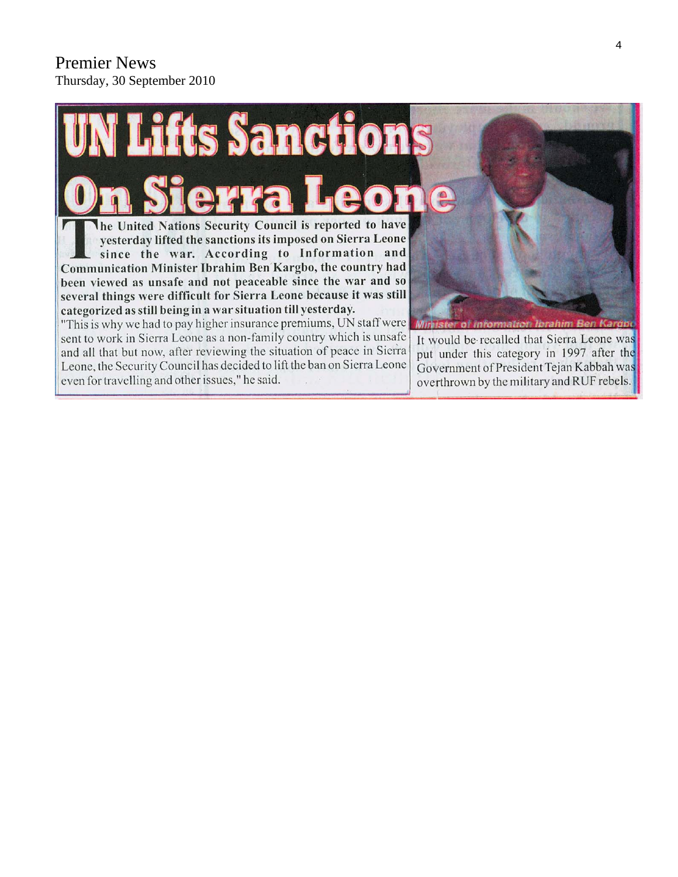Premier News
Thursday, 30 September 2010

# UN Lifts Sanctions On Sierra Leone

**The United Nations Security Council is reported to have yesterday lifted the sanctions its imposed on Sierra Leone since the war. According to Information and Communication Minister Ibrahim Ben Kargbo, the country had been viewed as unsafe and not peaceable since the war and so several things were difficult for Sierra Leone because it was still categorized as still being in a war situation till yesterday.**

"This is why we had to pay higher insurance premiums, UN staff were sent to work in Sierra Leone as a non-family country which is unsafe and all that but now, after reviewing the situation of peace in Sierra Leone, the Security Council has decided to lift the ban on Sierra Leone even for travelling and other issues," he said.

*Minister of Information Ibrahim Ben Kargbo*

It would be recalled that Sierra Leone was put under this category in 1997 after the Government of President Tejan Kabbah was overthrown by the military and RUF rebels.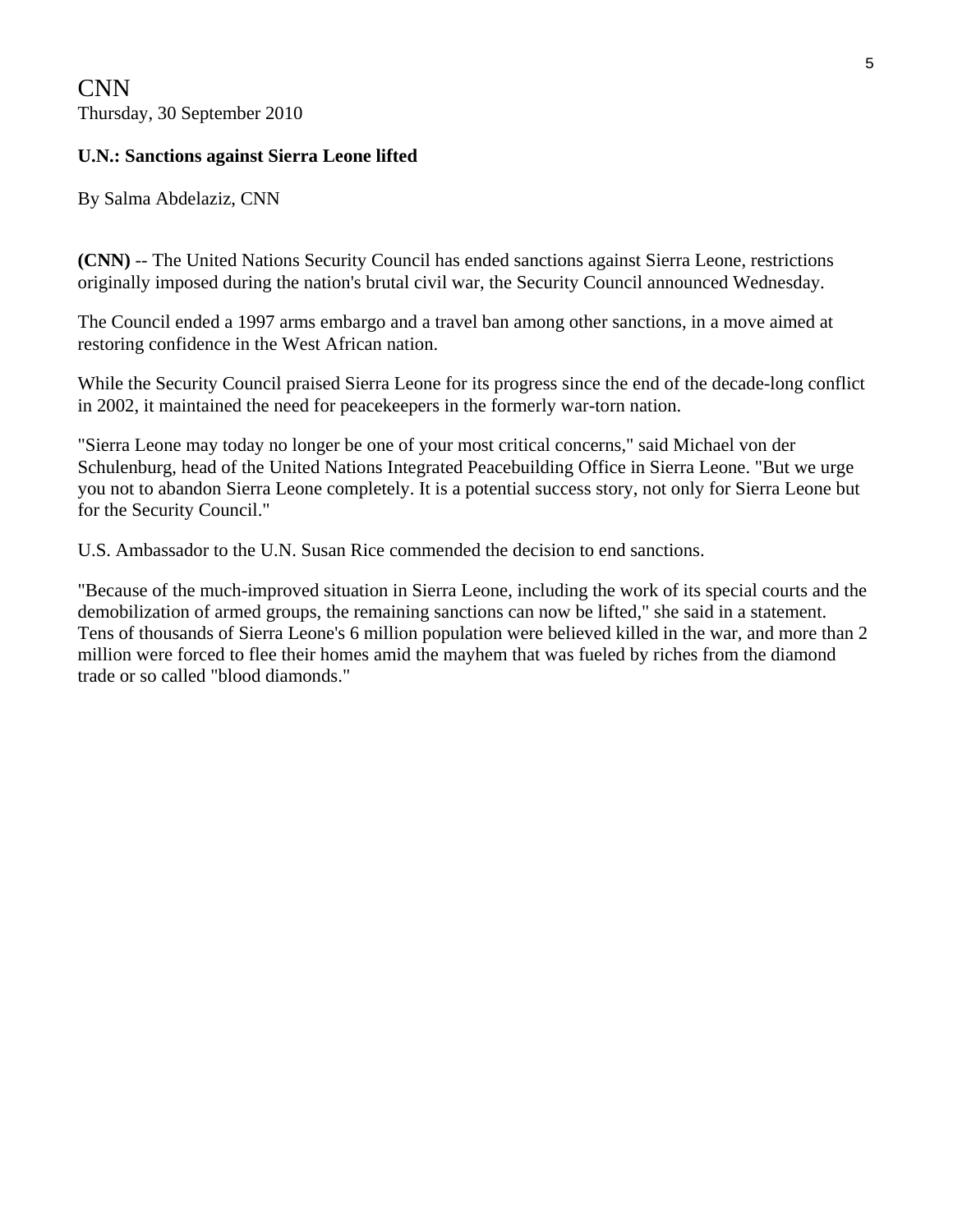CNN
Thursday, 30 September 2010

**U.N.: Sanctions against Sierra Leone lifted**

By Salma Abdelaziz, CNN

**(CNN)** -- The United Nations Security Council has ended sanctions against Sierra Leone, restrictions originally imposed during the nation's brutal civil war, the Security Council announced Wednesday.

The Council ended a 1997 arms embargo and a travel ban among other sanctions, in a move aimed at restoring confidence in the West African nation.

While the Security Council praised Sierra Leone for its progress since the end of the decade-long conflict in 2002, it maintained the need for peacekeepers in the formerly war-torn nation.

"Sierra Leone may today no longer be one of your most critical concerns," said Michael von der Schulenburg, head of the United Nations Integrated Peacebuilding Office in Sierra Leone. "But we urge you not to abandon Sierra Leone completely. It is a potential success story, not only for Sierra Leone but for the Security Council."

U.S. Ambassador to the U.N. Susan Rice commended the decision to end sanctions.

"Because of the much-improved situation in Sierra Leone, including the work of its special courts and the demobilization of armed groups, the remaining sanctions can now be lifted," she said in a statement. Tens of thousands of Sierra Leone's 6 million population were believed killed in the war, and more than 2 million were forced to flee their homes amid the mayhem that was fueled by riches from the diamond trade or so called "blood diamonds."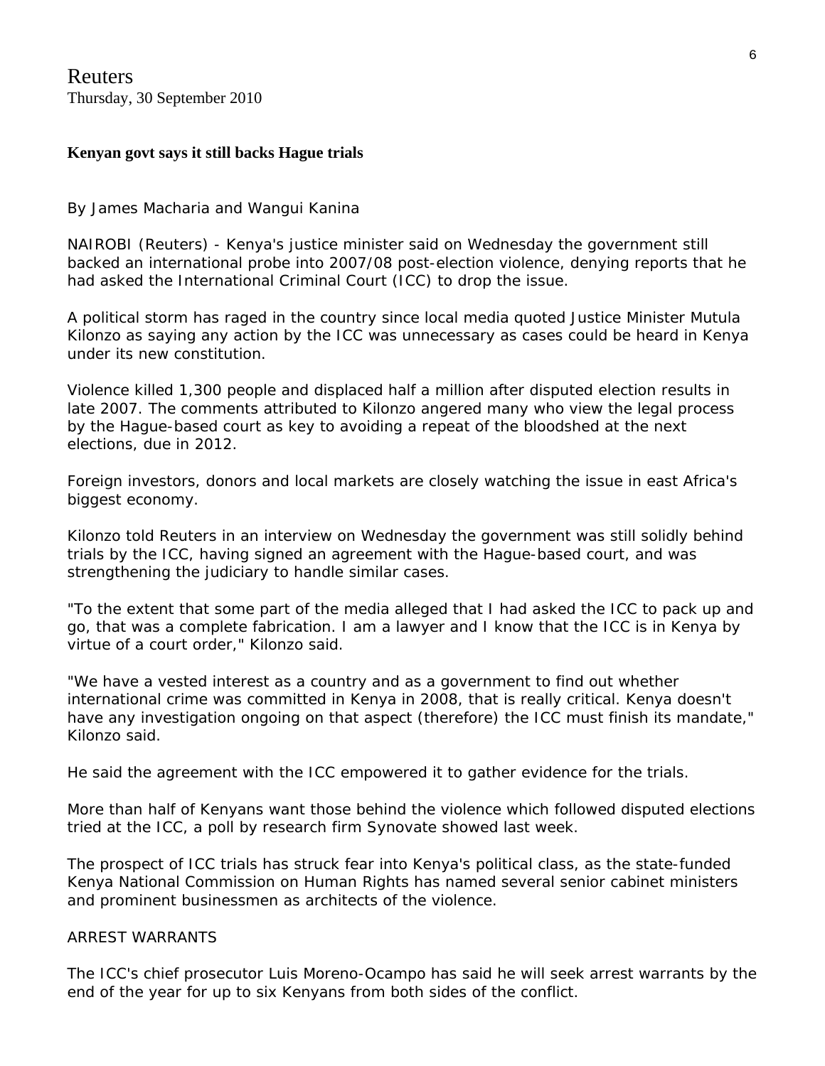Reuters
Thursday, 30 September 2010

**Kenyan govt says it still backs Hague trials**

By James Macharia and Wangui Kanina

NAIROBI (Reuters) - Kenya's justice minister said on Wednesday the government still backed an international probe into 2007/08 post-election violence, denying reports that he had asked the International Criminal Court (ICC) to drop the issue.

A political storm has raged in the country since local media quoted Justice Minister Mutula Kilonzo as saying any action by the ICC was unnecessary as cases could be heard in Kenya under its new constitution.

Violence killed 1,300 people and displaced half a million after disputed election results in late 2007. The comments attributed to Kilonzo angered many who view the legal process by the Hague-based court as key to avoiding a repeat of the bloodshed at the next elections, due in 2012.

Foreign investors, donors and local markets are closely watching the issue in east Africa's biggest economy.

Kilonzo told Reuters in an interview on Wednesday the government was still solidly behind trials by the ICC, having signed an agreement with the Hague-based court, and was strengthening the judiciary to handle similar cases.

"To the extent that some part of the media alleged that I had asked the ICC to pack up and go, that was a complete fabrication. I am a lawyer and I know that the ICC is in Kenya by virtue of a court order," Kilonzo said.

"We have a vested interest as a country and as a government to find out whether international crime was committed in Kenya in 2008, that is really critical. Kenya doesn't have any investigation ongoing on that aspect (therefore) the ICC must finish its mandate," Kilonzo said.

He said the agreement with the ICC empowered it to gather evidence for the trials.

More than half of Kenyans want those behind the violence which followed disputed elections tried at the ICC, a poll by research firm Synovate showed last week.

The prospect of ICC trials has struck fear into Kenya's political class, as the state-funded Kenya National Commission on Human Rights has named several senior cabinet ministers and prominent businessmen as architects of the violence.

ARREST WARRANTS

The ICC's chief prosecutor Luis Moreno-Ocampo has said he will seek arrest warrants by the end of the year for up to six Kenyans from both sides of the conflict.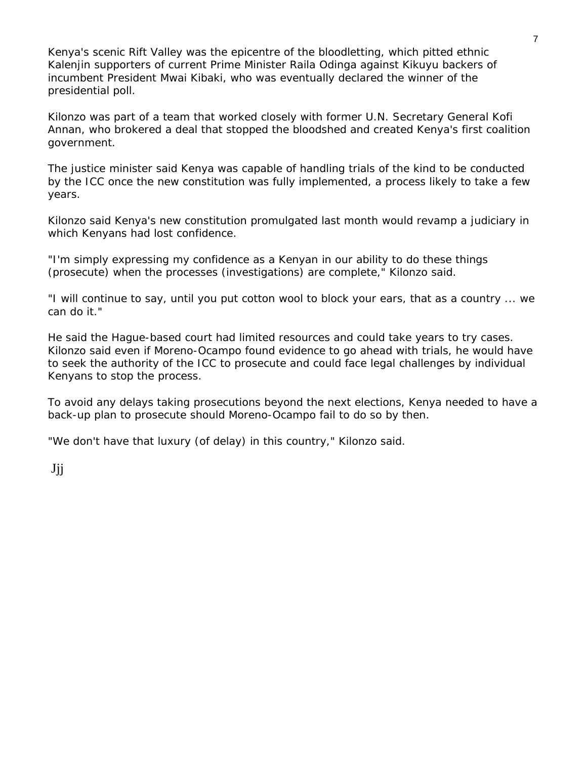Kenya's scenic Rift Valley was the epicentre of the bloodletting, which pitted ethnic Kalenjin supporters of current Prime Minister Raila Odinga against Kikuyu backers of incumbent President Mwai Kibaki, who was eventually declared the winner of the presidential poll.

Kilonzo was part of a team that worked closely with former U.N. Secretary General Kofi Annan, who brokered a deal that stopped the bloodshed and created Kenya's first coalition government.

The justice minister said Kenya was capable of handling trials of the kind to be conducted by the ICC once the new constitution was fully implemented, a process likely to take a few years.

Kilonzo said Kenya's new constitution promulgated last month would revamp a judiciary in which Kenyans had lost confidence.

"I'm simply expressing my confidence as a Kenyan in our ability to do these things (prosecute) when the processes (investigations) are complete," Kilonzo said.

"I will continue to say, until you put cotton wool to block your ears, that as a country ... we can do it."

He said the Hague-based court had limited resources and could take years to try cases. Kilonzo said even if Moreno-Ocampo found evidence to go ahead with trials, he would have to seek the authority of the ICC to prosecute and could face legal challenges by individual Kenyans to stop the process.

To avoid any delays taking prosecutions beyond the next elections, Kenya needed to have a back-up plan to prosecute should Moreno-Ocampo fail to do so by then.

"We don't have that luxury (of delay) in this country," Kilonzo said.

Jjj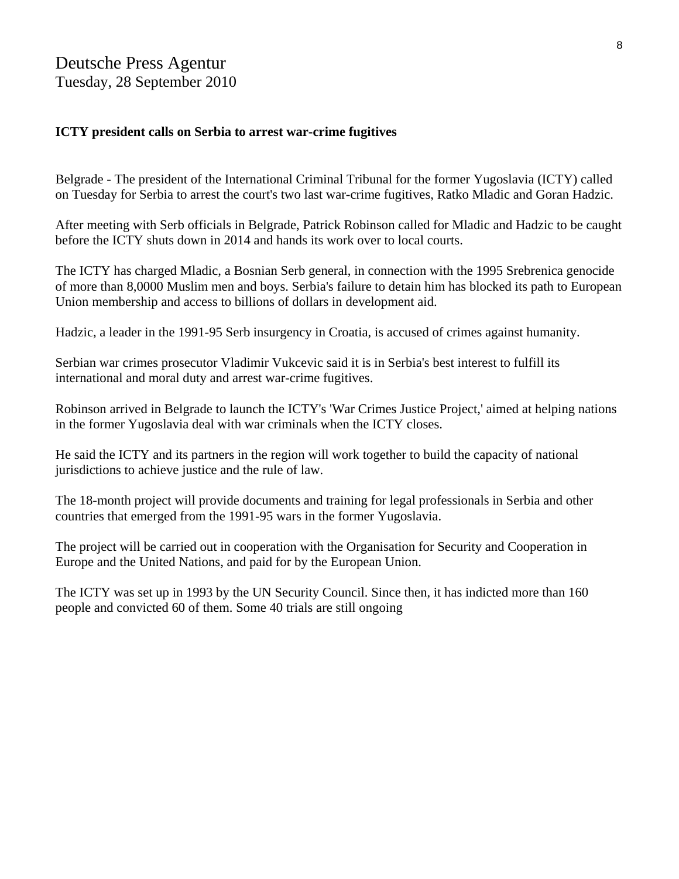Deutsche Press Agentur
Tuesday, 28 September 2010

**ICTY president calls on Serbia to arrest war-crime fugitives**

Belgrade - The president of the International Criminal Tribunal for the former Yugoslavia (ICTY) called on Tuesday for Serbia to arrest the court's two last war-crime fugitives, Ratko Mladic and Goran Hadzic.

After meeting with Serb officials in Belgrade, Patrick Robinson called for Mladic and Hadzic to be caught before the ICTY shuts down in 2014 and hands its work over to local courts.

The ICTY has charged Mladic, a Bosnian Serb general, in connection with the 1995 Srebrenica genocide of more than 8,0000 Muslim men and boys. Serbia's failure to detain him has blocked its path to European Union membership and access to billions of dollars in development aid.

Hadzic, a leader in the 1991-95 Serb insurgency in Croatia, is accused of crimes against humanity.

Serbian war crimes prosecutor Vladimir Vukcevic said it is in Serbia's best interest to fulfill its international and moral duty and arrest war-crime fugitives.

Robinson arrived in Belgrade to launch the ICTY's 'War Crimes Justice Project,' aimed at helping nations in the former Yugoslavia deal with war criminals when the ICTY closes.

He said the ICTY and its partners in the region will work together to build the capacity of national jurisdictions to achieve justice and the rule of law.

The 18-month project will provide documents and training for legal professionals in Serbia and other countries that emerged from the 1991-95 wars in the former Yugoslavia.

The project will be carried out in cooperation with the Organisation for Security and Cooperation in Europe and the United Nations, and paid for by the European Union.

The ICTY was set up in 1993 by the UN Security Council. Since then, it has indicted more than 160 people and convicted 60 of them. Some 40 trials are still ongoing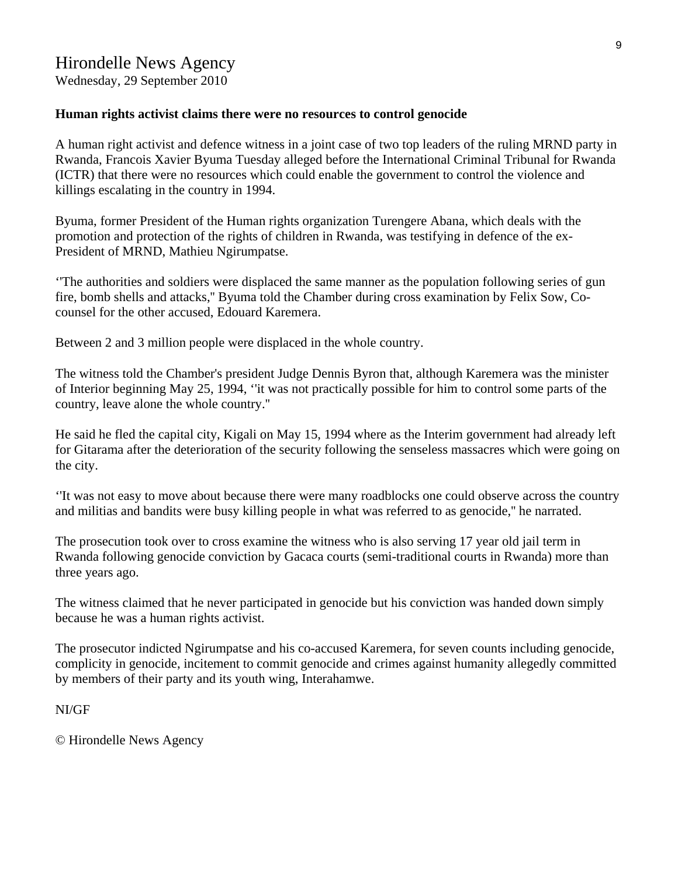# Hirondelle News Agency

Wednesday, 29 September 2010

**Human rights activist claims there were no resources to control genocide**

A human right activist and defence witness in a joint case of two top leaders of the ruling MRND party in Rwanda, Francois Xavier Byuma Tuesday alleged before the International Criminal Tribunal for Rwanda (ICTR) that there were no resources which could enable the government to control the violence and killings escalating in the country in 1994.

Byuma, former President of the Human rights organization Turengere Abana, which deals with the promotion and protection of the rights of children in Rwanda, was testifying in defence of the ex-President of MRND, Mathieu Ngirumpatse.

‘'The authorities and soldiers were displaced the same manner as the population following series of gun fire, bomb shells and attacks,'' Byuma told the Chamber during cross examination by Felix Sow, Co-counsel for the other accused, Edouard Karemera.

Between 2 and 3 million people were displaced in the whole country.

The witness told the Chamber's president Judge Dennis Byron that, although Karemera was the minister of Interior beginning May 25, 1994, ‘'it was not practically possible for him to control some parts of the country, leave alone the whole country.''

He said he fled the capital city, Kigali on May 15, 1994 where as the Interim government had already left for Gitarama after the deterioration of the security following the senseless massacres which were going on the city.

‘'It was not easy to move about because there were many roadblocks one could observe across the country and militias and bandits were busy killing people in what was referred to as genocide,'' he narrated.

The prosecution took over to cross examine the witness who is also serving 17 year old jail term in Rwanda following genocide conviction by Gacaca courts (semi-traditional courts in Rwanda) more than three years ago.

The witness claimed that he never participated in genocide but his conviction was handed down simply because he was a human rights activist.

The prosecutor indicted Ngirumpatse and his co-accused Karemera, for seven counts including genocide, complicity in genocide, incitement to commit genocide and crimes against humanity allegedly committed by members of their party and its youth wing, Interahamwe.

NI/GF

© Hirondelle News Agency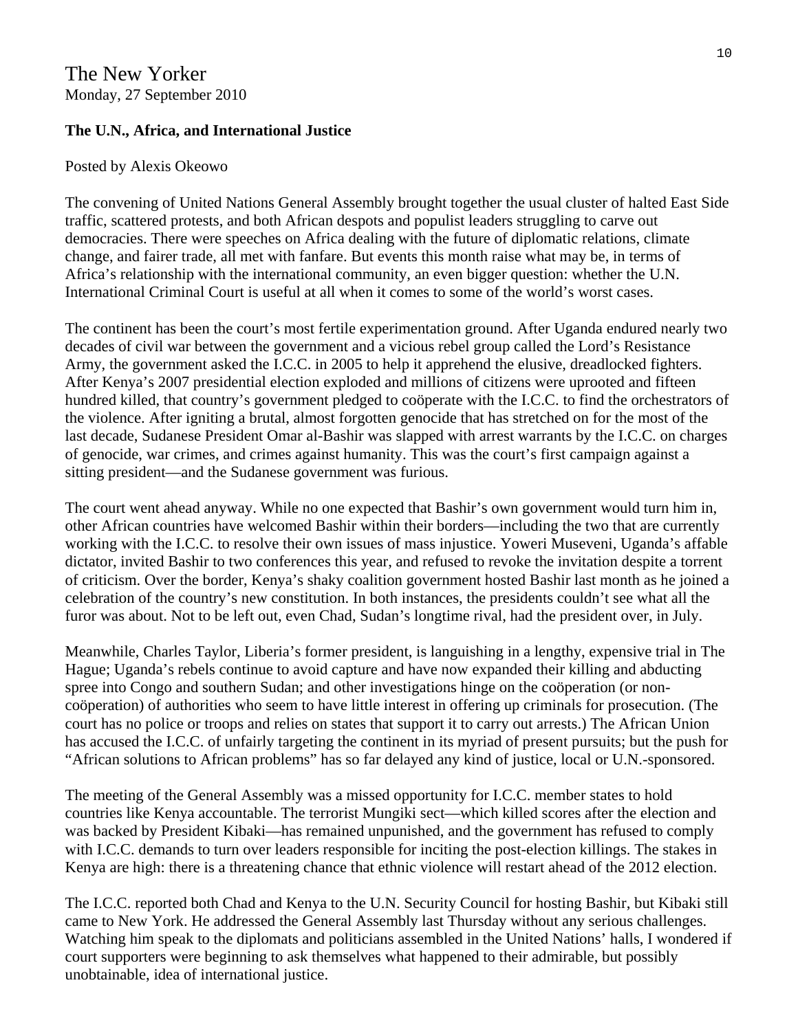The New Yorker
Monday, 27 September 2010

**The U.N., Africa, and International Justice**

Posted by Alexis Okeowo

The convening of United Nations General Assembly brought together the usual cluster of halted East Side traffic, scattered protests, and both African despots and populist leaders struggling to carve out democracies. There were speeches on Africa dealing with the future of diplomatic relations, climate change, and fairer trade, all met with fanfare. But events this month raise what may be, in terms of Africa's relationship with the international community, an even bigger question: whether the U.N. International Criminal Court is useful at all when it comes to some of the world's worst cases.

The continent has been the court's most fertile experimentation ground. After Uganda endured nearly two decades of civil war between the government and a vicious rebel group called the Lord's Resistance Army, the government asked the I.C.C. in 2005 to help it apprehend the elusive, dreadlocked fighters. After Kenya's 2007 presidential election exploded and millions of citizens were uprooted and fifteen hundred killed, that country's government pledged to coöperate with the I.C.C. to find the orchestrators of the violence. After igniting a brutal, almost forgotten genocide that has stretched on for the most of the last decade, Sudanese President Omar al-Bashir was slapped with arrest warrants by the I.C.C. on charges of genocide, war crimes, and crimes against humanity. This was the court's first campaign against a sitting president—and the Sudanese government was furious.

The court went ahead anyway. While no one expected that Bashir's own government would turn him in, other African countries have welcomed Bashir within their borders—including the two that are currently working with the I.C.C. to resolve their own issues of mass injustice. Yoweri Museveni, Uganda's affable dictator, invited Bashir to two conferences this year, and refused to revoke the invitation despite a torrent of criticism. Over the border, Kenya's shaky coalition government hosted Bashir last month as he joined a celebration of the country's new constitution. In both instances, the presidents couldn't see what all the furor was about. Not to be left out, even Chad, Sudan's longtime rival, had the president over, in July.

Meanwhile, Charles Taylor, Liberia's former president, is languishing in a lengthy, expensive trial in The Hague; Uganda's rebels continue to avoid capture and have now expanded their killing and abducting spree into Congo and southern Sudan; and other investigations hinge on the coöperation (or non-coöperation) of authorities who seem to have little interest in offering up criminals for prosecution. (The court has no police or troops and relies on states that support it to carry out arrests.) The African Union has accused the I.C.C. of unfairly targeting the continent in its myriad of present pursuits; but the push for "African solutions to African problems" has so far delayed any kind of justice, local or U.N.-sponsored.

The meeting of the General Assembly was a missed opportunity for I.C.C. member states to hold countries like Kenya accountable. The terrorist Mungiki sect—which killed scores after the election and was backed by President Kibaki—has remained unpunished, and the government has refused to comply with I.C.C. demands to turn over leaders responsible for inciting the post-election killings. The stakes in Kenya are high: there is a threatening chance that ethnic violence will restart ahead of the 2012 election.

The I.C.C. reported both Chad and Kenya to the U.N. Security Council for hosting Bashir, but Kibaki still came to New York. He addressed the General Assembly last Thursday without any serious challenges. Watching him speak to the diplomats and politicians assembled in the United Nations' halls, I wondered if court supporters were beginning to ask themselves what happened to their admirable, but possibly unobtainable, idea of international justice.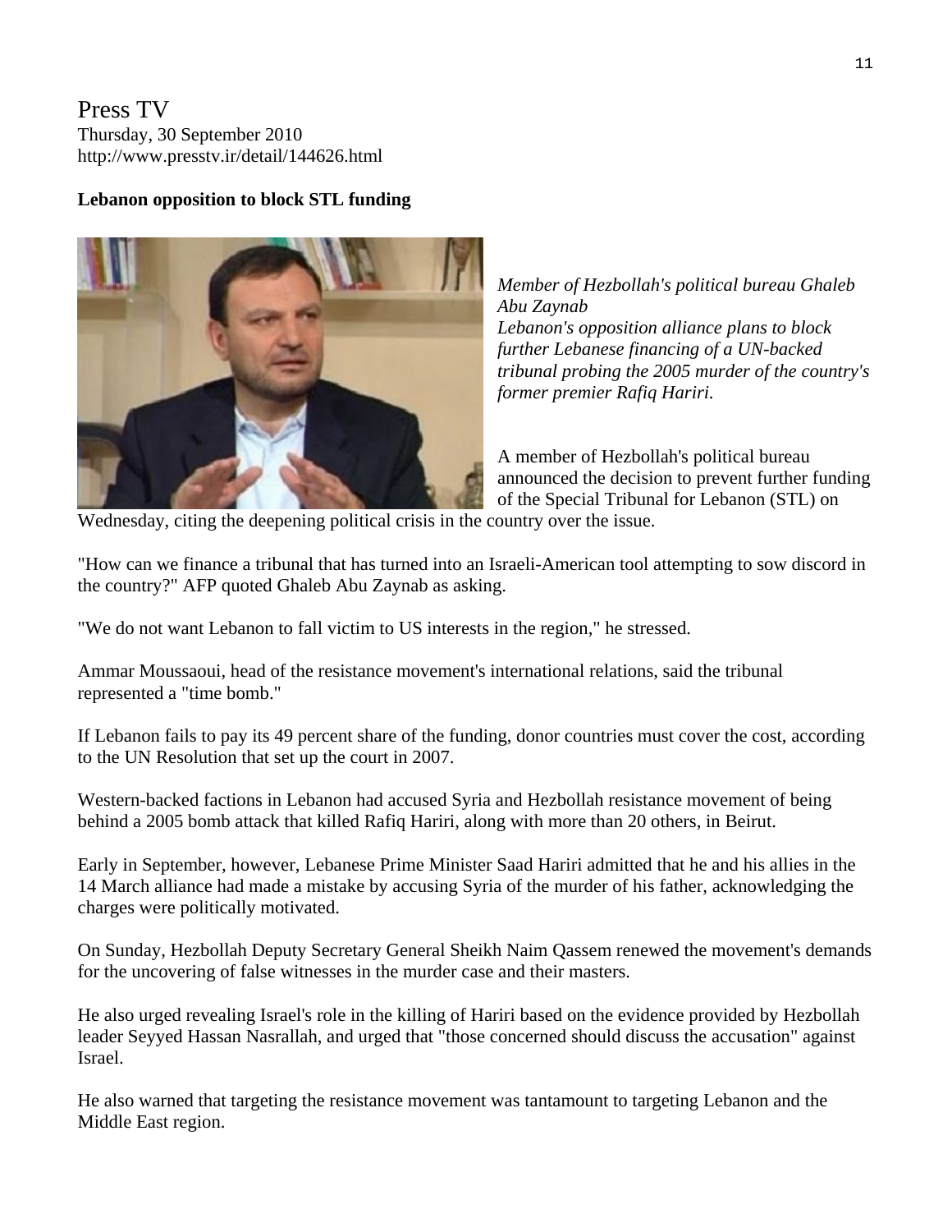Press TV
Thursday, 30 September 2010
http://www.presstv.ir/detail/144626.html

**Lebanon opposition to block STL funding**

*Member of Hezbollah's political bureau Ghaleb Abu Zaynab*
*Lebanon's opposition alliance plans to block further Lebanese financing of a UN-backed tribunal probing the 2005 murder of the country's former premier Rafiq Hariri.*

A member of Hezbollah's political bureau announced the decision to prevent further funding of the Special Tribunal for Lebanon (STL) on Wednesday, citing the deepening political crisis in the country over the issue.

"How can we finance a tribunal that has turned into an Israeli-American tool attempting to sow discord in the country?" AFP quoted Ghaleb Abu Zaynab as asking.

"We do not want Lebanon to fall victim to US interests in the region," he stressed.

Ammar Moussaoui, head of the resistance movement's international relations, said the tribunal represented a "time bomb."

If Lebanon fails to pay its 49 percent share of the funding, donor countries must cover the cost, according to the UN Resolution that set up the court in 2007.

Western-backed factions in Lebanon had accused Syria and Hezbollah resistance movement of being behind a 2005 bomb attack that killed Rafiq Hariri, along with more than 20 others, in Beirut.

Early in September, however, Lebanese Prime Minister Saad Hariri admitted that he and his allies in the 14 March alliance had made a mistake by accusing Syria of the murder of his father, acknowledging the charges were politically motivated.

On Sunday, Hezbollah Deputy Secretary General Sheikh Naim Qassem renewed the movement's demands for the uncovering of false witnesses in the murder case and their masters.

He also urged revealing Israel's role in the killing of Hariri based on the evidence provided by Hezbollah leader Seyyed Hassan Nasrallah, and urged that "those concerned should discuss the accusation" against Israel.

He also warned that targeting the resistance movement was tantamount to targeting Lebanon and the Middle East region.